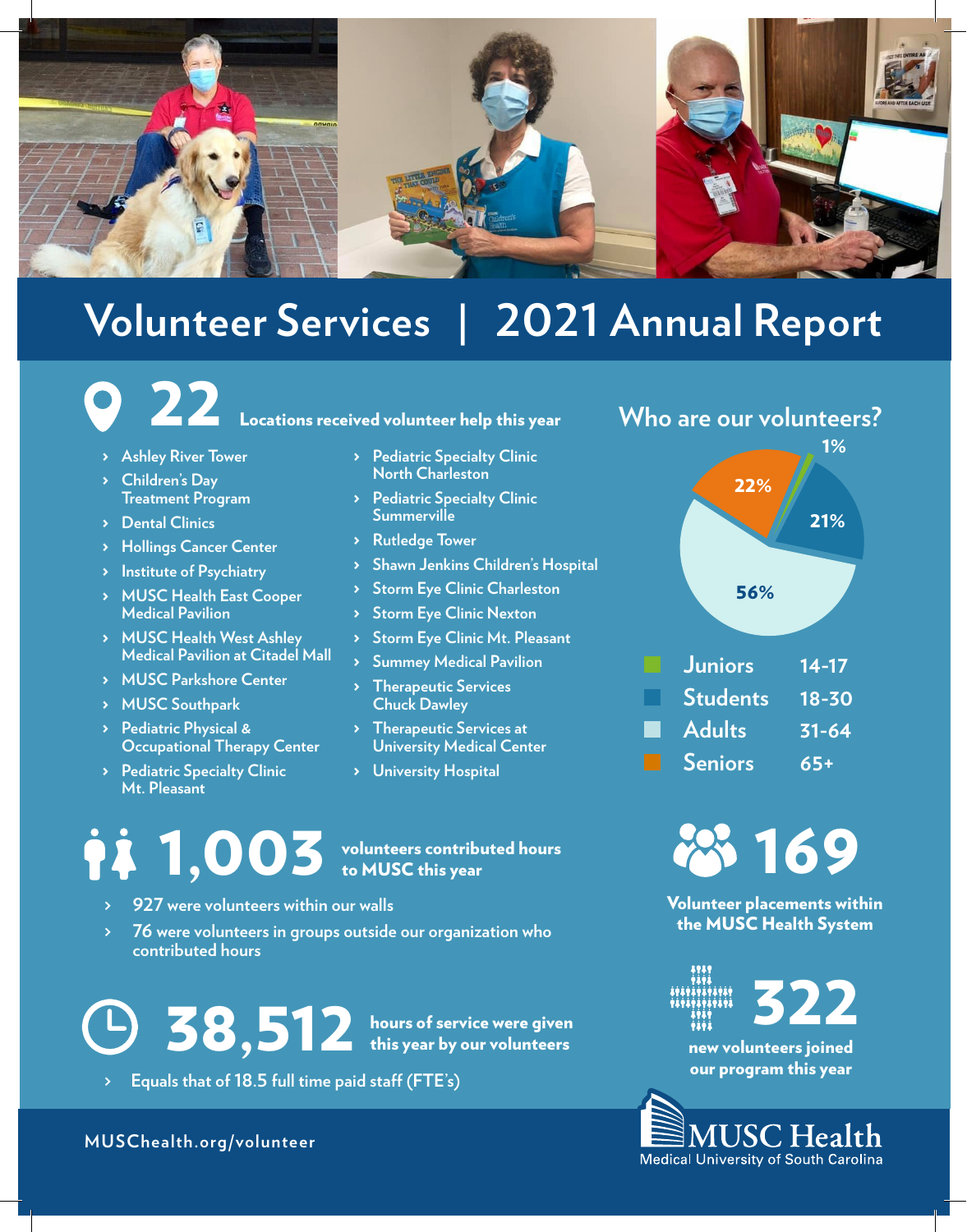# Volunteer Services | 2021 Annual Report

## 22 Locations received volunteer help this year

- Ashley River Tower
- Children's Day Treatment Program
- Dental Clinics
- Hollings Cancer Center
- Institute of Psychiatry
- MUSC Health East Cooper Medical Pavilion
- MUSC Health West Ashley Medical Pavilion at Citadel Mall
- MUSC Parkshore Center
- MUSC Southpark
- Pediatric Physical & Occupational Therapy Center
- Pediatric Specialty Clinic Mt. Pleasant
- Pediatric Specialty Clinic North Charleston
- Pediatric Specialty Clinic Summerville
- Rutledge Tower
- Shawn Jenkins Children's Hospital
- Storm Eye Clinic Charleston
- Storm Eye Clinic Nexton
- Storm Eye Clinic Mt. Pleasant
- Summey Medical Pavilion
- Therapeutic Services Chuck Dawley
- Therapeutic Services at University Medical Center
- University Hospital

## Who are our volunteers?

| Group | Ages | Share |
|---|---|---|
| Juniors | 14-17 | 1% |
| Students | 18-30 | 21% |
| Adults | 31-64 | 56% |
| Seniors | 65+ | 22% |

## 1,003 volunteers contributed hours to MUSC this year

- 927 were volunteers within our walls
- 76 were volunteers in groups outside our organization who contributed hours

## 169

Volunteer placements within the MUSC Health System

## 38,512 hours of service were given this year by our volunteers

- Equals that of 18.5 full time paid staff (FTE's)

## 322

new volunteers joined our program this year

MUSChealth.org/volunteer

MUSC Health
Medical University of South Carolina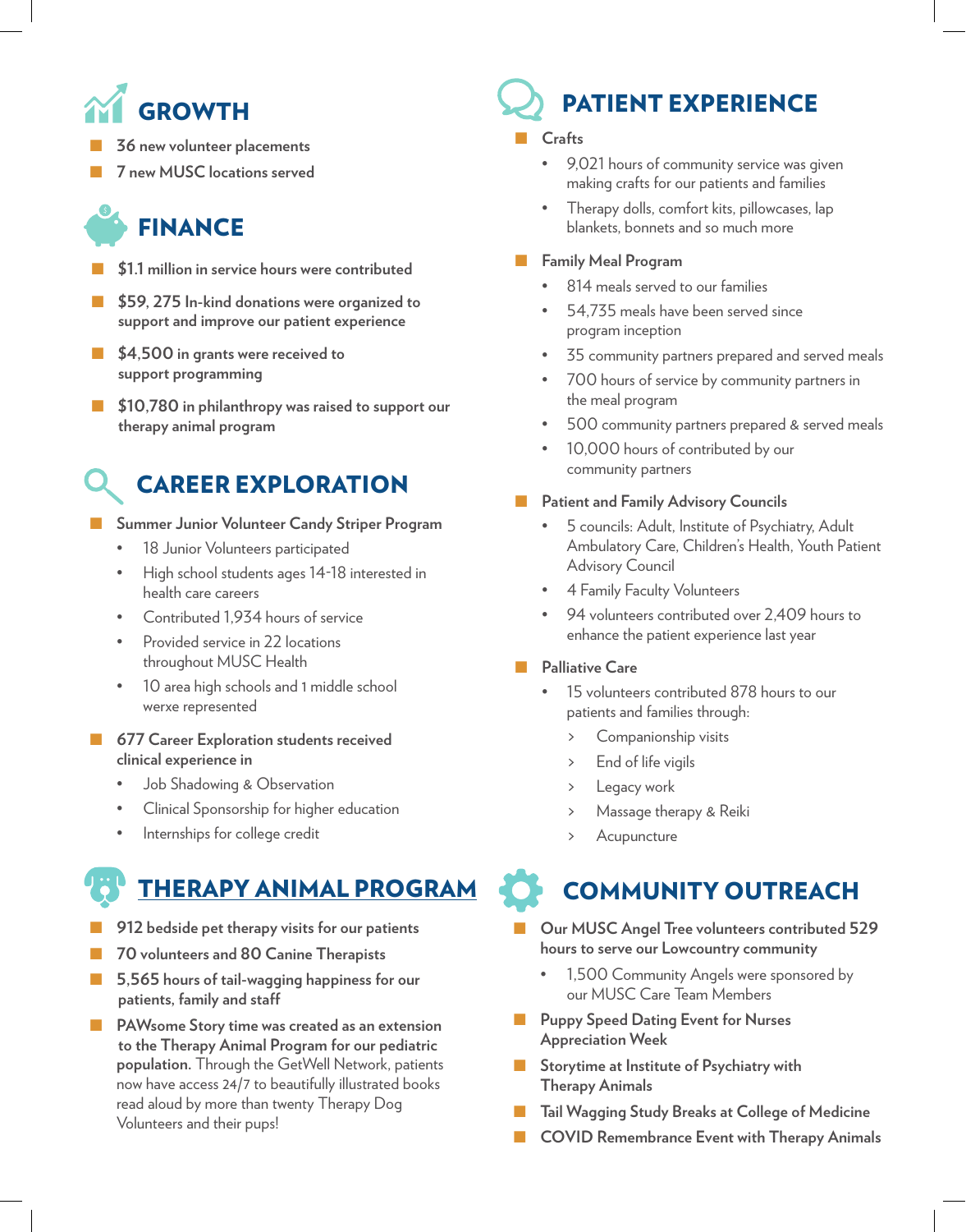## GROWTH

- **36 new volunteer placements**
- **7 new MUSC locations served**

## FINANCE

- **$1.1 million in service hours were contributed**
- **$59, 275 In-kind donations were organized to support and improve our patient experience**
- **$4,500 in grants were received to support programming**
- **$10,780 in philanthropy was raised to support our therapy animal program**

## CAREER EXPLORATION

- **Summer Junior Volunteer Candy Striper Program**
  - 18 Junior Volunteers participated
  - High school students ages 14-18 interested in health care careers
  - Contributed 1,934 hours of service
  - Provided service in 22 locations throughout MUSC Health
  - 10 area high schools and 1 middle school werxe represented
- **677 Career Exploration students received clinical experience in**
  - Job Shadowing & Observation
  - Clinical Sponsorship for higher education
  - Internships for college credit

## THERAPY ANIMAL PROGRAM

- **912 bedside pet therapy visits for our patients**
- **70 volunteers and 80 Canine Therapists**
- **5,565 hours of tail-wagging happiness for our patients, family and staff**
- **PAWsome Story time was created as an extension to the Therapy Animal Program for our pediatric population.** Through the GetWell Network, patients now have access 24/7 to beautifully illustrated books read aloud by more than twenty Therapy Dog Volunteers and their pups!

## PATIENT EXPERIENCE

- **Crafts**
  - 9,021 hours of community service was given making crafts for our patients and families
  - Therapy dolls, comfort kits, pillowcases, lap blankets, bonnets and so much more
- **Family Meal Program**
  - 814 meals served to our families
  - 54,735 meals have been served since program inception
  - 35 community partners prepared and served meals
  - 700 hours of service by community partners in the meal program
  - 500 community partners prepared & served meals
  - 10,000 hours of contributed by our community partners
- **Patient and Family Advisory Councils**
  - 5 councils: Adult, Institute of Psychiatry, Adult Ambulatory Care, Children's Health, Youth Patient Advisory Council
  - 4 Family Faculty Volunteers
  - 94 volunteers contributed over 2,409 hours to enhance the patient experience last year
- **Palliative Care**
  - 15 volunteers contributed 878 hours to our patients and families through:
    - Companionship visits
    - End of life vigils
    - Legacy work
    - Massage therapy & Reiki
    - Acupuncture

## COMMUNITY OUTREACH

- **Our MUSC Angel Tree volunteers contributed 529 hours to serve our Lowcountry community**
  - 1,500 Community Angels were sponsored by our MUSC Care Team Members
- **Puppy Speed Dating Event for Nurses Appreciation Week**
- **Storytime at Institute of Psychiatry with Therapy Animals**
- **Tail Wagging Study Breaks at College of Medicine**
- **COVID Remembrance Event with Therapy Animals**